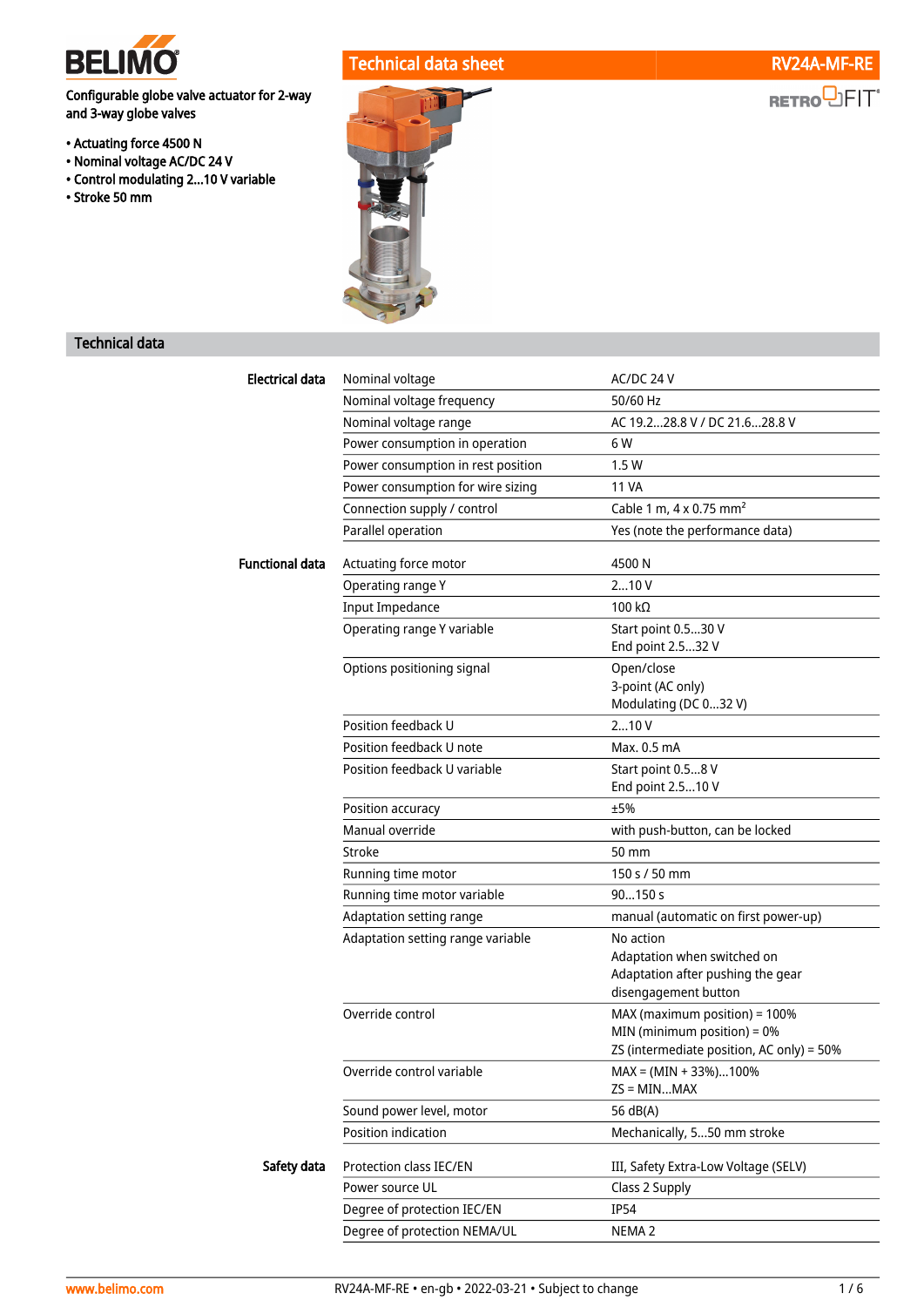# Technical data sheet — RV24A-MF-RE

RETROFIT®

**Configurable globe valve actuator for 2-way and 3-way globe valves**

- Actuating force 4500 N
- Nominal voltage AC/DC 24 V
- Control modulating 2...10 V variable
- Stroke 50 mm

## Technical data

| | | |
|---|---|---|
| **Electrical data** | Nominal voltage | AC/DC 24 V |
| | Nominal voltage frequency | 50/60 Hz |
| | Nominal voltage range | AC 19.2...28.8 V / DC 21.6...28.8 V |
| | Power consumption in operation | 6 W |
| | Power consumption in rest position | 1.5 W |
| | Power consumption for wire sizing | 11 VA |
| | Connection supply / control | Cable 1 m, 4 x 0.75 mm² |
| | Parallel operation | Yes (note the performance data) |
| **Functional data** | Actuating force motor | 4500 N |
| | Operating range Y | 2...10 V |
| | Input Impedance | 100 kΩ |
| | Operating range Y variable | Start point 0.5...30 V<br>End point 2.5...32 V |
| | Options positioning signal | Open/close<br>3-point (AC only)<br>Modulating (DC 0...32 V) |
| | Position feedback U | 2...10 V |
| | Position feedback U note | Max. 0.5 mA |
| | Position feedback U variable | Start point 0.5...8 V<br>End point 2.5...10 V |
| | Position accuracy | ±5% |
| | Manual override | with push-button, can be locked |
| | Stroke | 50 mm |
| | Running time motor | 150 s / 50 mm |
| | Running time motor variable | 90...150 s |
| | Adaptation setting range | manual (automatic on first power-up) |
| | Adaptation setting range variable | No action<br>Adaptation when switched on<br>Adaptation after pushing the gear disengagement button |
| | Override control | MAX (maximum position) = 100%<br>MIN (minimum position) = 0%<br>ZS (intermediate position, AC only) = 50% |
| | Override control variable | MAX = (MIN + 33%)...100%<br>ZS = MIN...MAX |
| | Sound power level, motor | 56 dB(A) |
| | Position indication | Mechanically, 5...50 mm stroke |
| **Safety data** | Protection class IEC/EN | III, Safety Extra-Low Voltage (SELV) |
| | Power source UL | Class 2 Supply |
| | Degree of protection IEC/EN | IP54 |
| | Degree of protection NEMA/UL | NEMA 2 |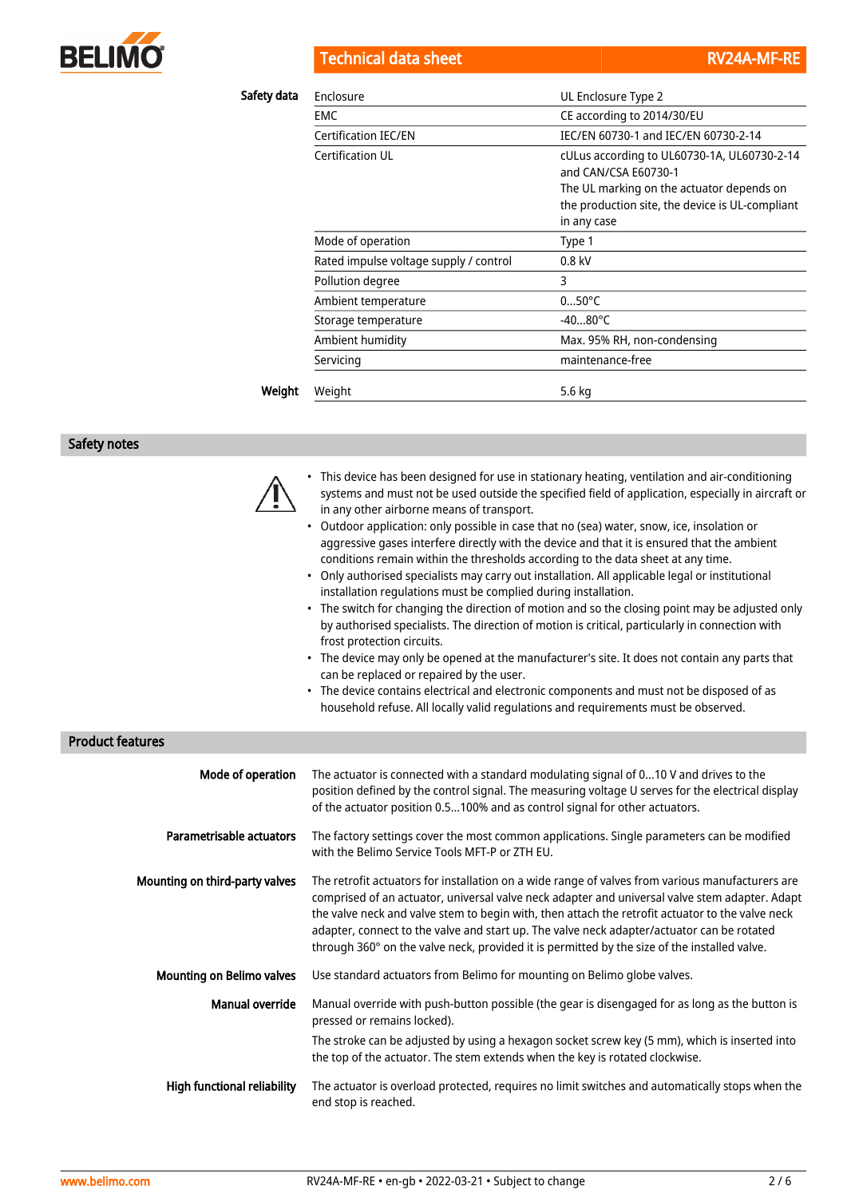| | | |
|---|---|---|
| **Safety data** | Enclosure | UL Enclosure Type 2 |
| | EMC | CE according to 2014/30/EU |
| | Certification IEC/EN | IEC/EN 60730-1 and IEC/EN 60730-2-14 |
| | Certification UL | cULus according to UL60730-1A, UL60730-2-14 and CAN/CSA E60730-1<br>The UL marking on the actuator depends on the production site, the device is UL-compliant in any case |
| | Mode of operation | Type 1 |
| | Rated impulse voltage supply / control | 0.8 kV |
| | Pollution degree | 3 |
| | Ambient temperature | 0...50°C |
| | Storage temperature | -40...80°C |
| | Ambient humidity | Max. 95% RH, non-condensing |
| | Servicing | maintenance-free |
| **Weight** | Weight | 5.6 kg |

## Safety notes

- This device has been designed for use in stationary heating, ventilation and air-conditioning systems and must not be used outside the specified field of application, especially in aircraft or in any other airborne means of transport.
- Outdoor application: only possible in case that no (sea) water, snow, ice, insolation or aggressive gases interfere directly with the device and that it is ensured that the ambient conditions remain within the thresholds according to the data sheet at any time.
- Only authorised specialists may carry out installation. All applicable legal or institutional installation regulations must be complied during installation.
- The switch for changing the direction of motion and so the closing point may be adjusted only by authorised specialists. The direction of motion is critical, particularly in connection with frost protection circuits.
- The device may only be opened at the manufacturer's site. It does not contain any parts that can be replaced or repaired by the user.
- The device contains electrical and electronic components and must not be disposed of as household refuse. All locally valid regulations and requirements must be observed.

## Product features

**Mode of operation**

The actuator is connected with a standard modulating signal of 0...10 V and drives to the position defined by the control signal. The measuring voltage U serves for the electrical display of the actuator position 0.5...100% and as control signal for other actuators.

**Parametrisable actuators**

The factory settings cover the most common applications. Single parameters can be modified with the Belimo Service Tools MFT-P or ZTH EU.

**Mounting on third-party valves**

The retrofit actuators for installation on a wide range of valves from various manufacturers are comprised of an actuator, universal valve neck adapter and universal valve stem adapter. Adapt the valve neck and valve stem to begin with, then attach the retrofit actuator to the valve neck adapter, connect to the valve and start up. The valve neck adapter/actuator can be rotated through 360° on the valve neck, provided it is permitted by the size of the installed valve.

**Mounting on Belimo valves**

Use standard actuators from Belimo for mounting on Belimo globe valves.

**Manual override**

Manual override with push-button possible (the gear is disengaged for as long as the button is pressed or remains locked).

The stroke can be adjusted by using a hexagon socket screw key (5 mm), which is inserted into the top of the actuator. The stem extends when the key is rotated clockwise.

**High functional reliability**

The actuator is overload protected, requires no limit switches and automatically stops when the end stop is reached.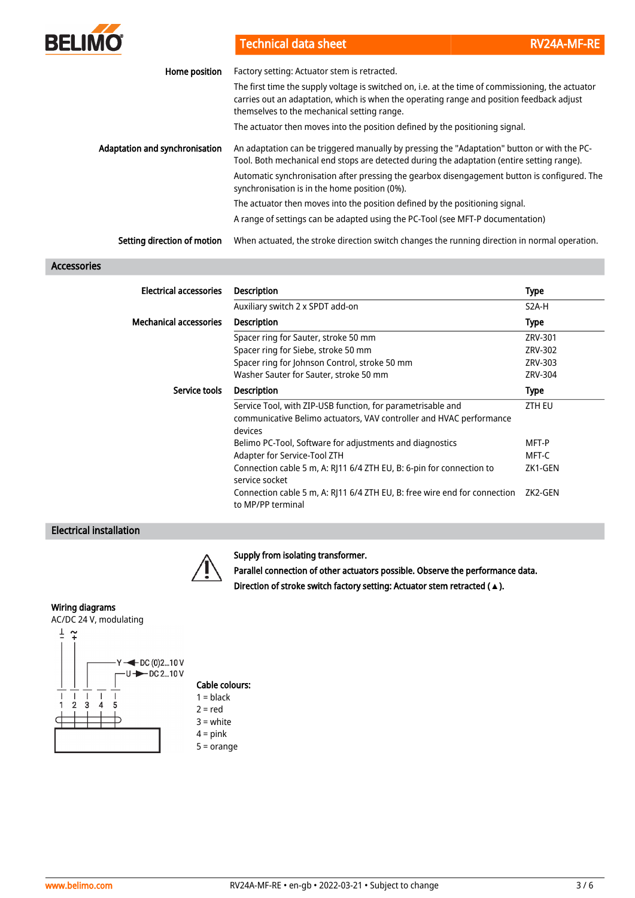**Home position**

Factory setting: Actuator stem is retracted.

The first time the supply voltage is switched on, i.e. at the time of commissioning, the actuator carries out an adaptation, which is when the operating range and position feedback adjust themselves to the mechanical setting range.

The actuator then moves into the position defined by the positioning signal.

**Adaptation and synchronisation**

An adaptation can be triggered manually by pressing the "Adaptation" button or with the PC-Tool. Both mechanical end stops are detected during the adaptation (entire setting range).

Automatic synchronisation after pressing the gearbox disengagement button is configured. The synchronisation is in the home position (0%).

The actuator then moves into the position defined by the positioning signal.

A range of settings can be adapted using the PC-Tool (see MFT-P documentation)

**Setting direction of motion**

When actuated, the stroke direction switch changes the running direction in normal operation.

## Accessories

**Electrical accessories**

| Description | Type |
|---|---|
| Auxiliary switch 2 x SPDT add-on | S2A-H |

**Mechanical accessories**

| Description | Type |
|---|---|
| Spacer ring for Sauter, stroke 50 mm | ZRV-301 |
| Spacer ring for Siebe, stroke 50 mm | ZRV-302 |
| Spacer ring for Johnson Control, stroke 50 mm | ZRV-303 |
| Washer Sauter for Sauter, stroke 50 mm | ZRV-304 |

**Service tools**

| Description | Type |
|---|---|
| Service Tool, with ZIP-USB function, for parametrisable and communicative Belimo actuators, VAV controller and HVAC performance devices | ZTH EU |
| Belimo PC-Tool, Software for adjustments and diagnostics | MFT-P |
| Adapter for Service-Tool ZTH | MFT-C |
| Connection cable 5 m, A: RJ11 6/4 ZTH EU, B: 6-pin for connection to service socket | ZK1-GEN |
| Connection cable 5 m, A: RJ11 6/4 ZTH EU, B: free wire end for connection to MP/PP terminal | ZK2-GEN |

## Electrical installation

**Supply from isolating transformer.**

**Parallel connection of other actuators possible. Observe the performance data.**

**Direction of stroke switch factory setting: Actuator stem retracted ( ▲ ).**

**Wiring diagrams**

AC/DC 24 V, modulating

⊥ − ~ +

Y ◄ DC (0)2...10 V

U ► DC 2...10 V

1 2 3 4 5

**Cable colours:**

1 = black
2 = red
3 = white
4 = pink
5 = orange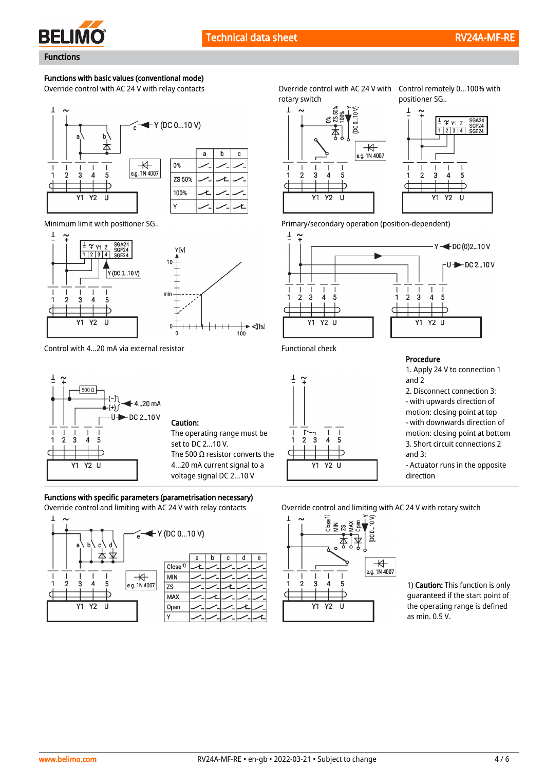## Functions

### Functions with basic values (conventional mode)

Override control with AC 24 V with relay contacts

| | a | b | c |
|---|---|---|---|
| 0% | | | |
| ZS 50% | | | |
| 100% | | | |
| Y | | | |

Override control with AC 24 V with rotary switch

Control remotely 0...100% with positioner SG..

Minimum limit with positioner SG..

Primary/secondary operation (position-dependent)

Control with 4...20 mA via external resistor

**Caution:**
The operating range must be set to DC 2...10 V.
The 500 Ω resistor converts the 4...20 mA current signal to a voltage signal DC 2...10 V

Functional check

**Procedure**

1. Apply 24 V to connection 1 and 2
2. Disconnect connection 3:
- with upwards direction of motion: closing point at top
- with downwards direction of motion: closing point at bottom
3. Short circuit connections 2 and 3:
- Actuator runs in the opposite direction

### Functions with specific parameters (parametrisation necessary)

Override control and limiting with AC 24 V with relay contacts

| | a | b | c | d | e |
|---|---|---|---|---|---|
| Close [1] | | | | | |
| MIN | | | | | |
| ZS | | | | | |
| MAX | | | | | |
| Open | | | | | |
| Y | | | | | |

Override control and limiting with AC 24 V with rotary switch

1) **Caution:** This function is only guaranteed if the start point of the operating range is defined as min. 0.5 V.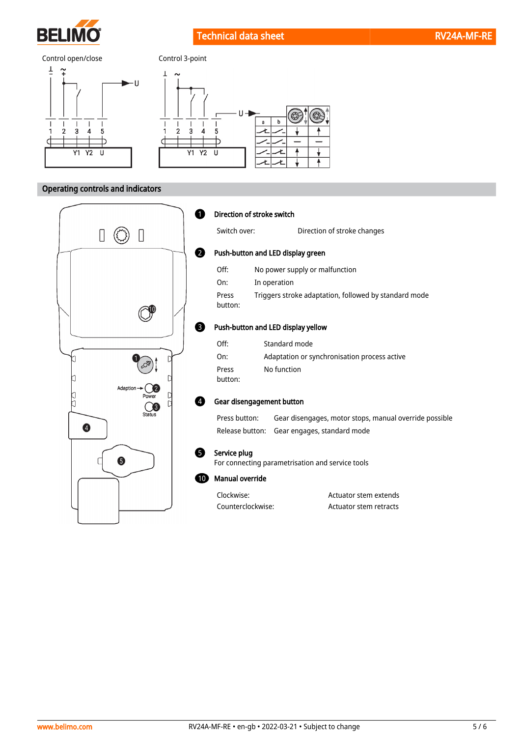Control open/close

Control 3-point

## Operating controls and indicators

**1 Direction of stroke switch**

Switch over: Direction of stroke changes

**2 Push-button and LED display green**

Off: No power supply or malfunction

On: In operation

Press button: Triggers stroke adaptation, followed by standard mode

**3 Push-button and LED display yellow**

Off: Standard mode

On: Adaptation or synchronisation process active

Press button: No function

**4 Gear disengagement button**

Press button: Gear disengages, motor stops, manual override possible

Release button: Gear engages, standard mode

**5 Service plug**

For connecting parametrisation and service tools

**10 Manual override**

Clockwise: Actuator stem extends

Counterclockwise: Actuator stem retracts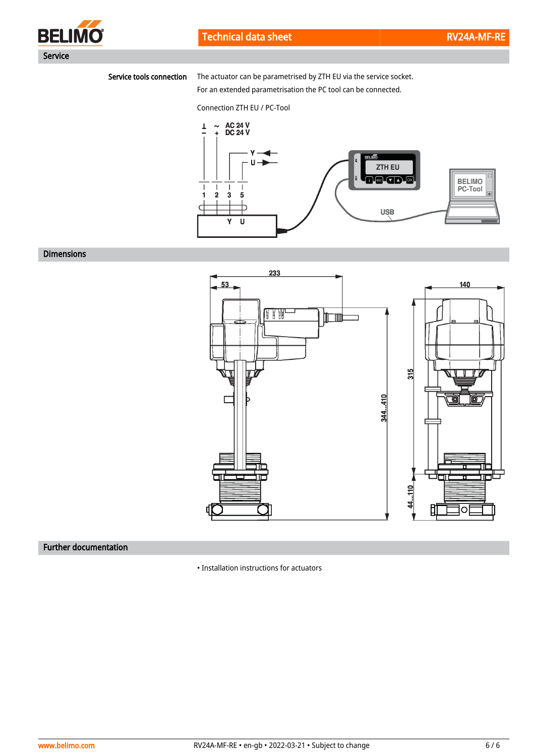## Service

**Service tools connection**

The actuator can be parametrised by ZTH EU via the service socket.
For an extended parametrisation the PC tool can be connected.

Connection ZTH EU / PC-Tool

⊥ ~ AC 24 V
– + DC 24 V

Y
U

1 2 3 5

Y U

ZTH EU

USB

BELIMO
PC-Tool

## Dimensions

233
53
140
315
344...410
44...110

## Further documentation

- Installation instructions for actuators